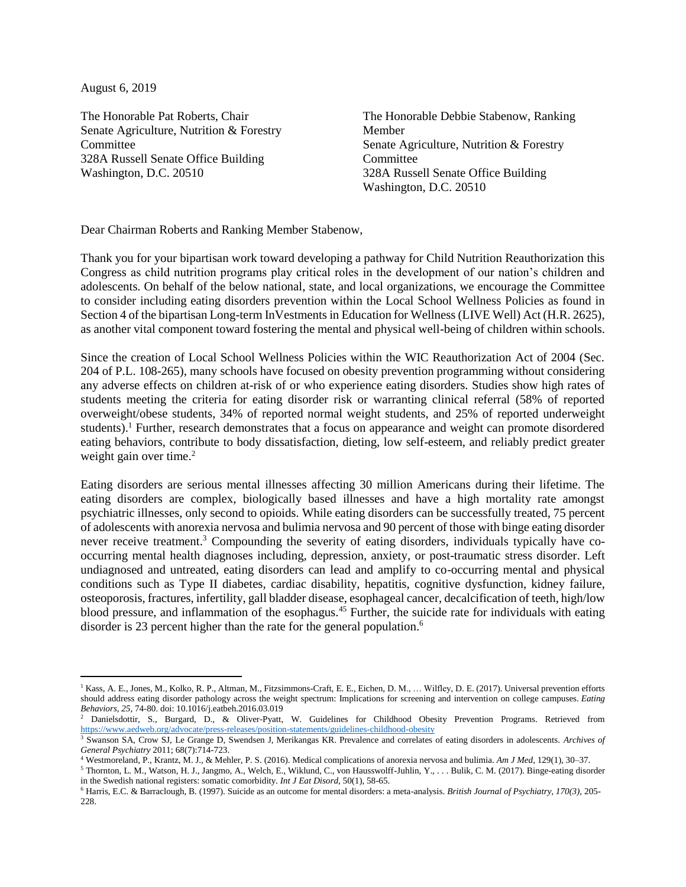August 6, 2019

The Honorable Pat Roberts, Chair
Senate Agriculture, Nutrition & Forestry Committee
328A Russell Senate Office Building
Washington, D.C. 20510

The Honorable Debbie Stabenow, Ranking Member
Senate Agriculture, Nutrition & Forestry Committee
328A Russell Senate Office Building
Washington, D.C. 20510

Dear Chairman Roberts and Ranking Member Stabenow,

Thank you for your bipartisan work toward developing a pathway for Child Nutrition Reauthorization this Congress as child nutrition programs play critical roles in the development of our nation's children and adolescents. On behalf of the below national, state, and local organizations, we encourage the Committee to consider including eating disorders prevention within the Local School Wellness Policies as found in Section 4 of the bipartisan Long-term InVestments in Education for Wellness (LIVE Well) Act (H.R. 2625), as another vital component toward fostering the mental and physical well-being of children within schools.

Since the creation of Local School Wellness Policies within the WIC Reauthorization Act of 2004 (Sec. 204 of P.L. 108-265), many schools have focused on obesity prevention programming without considering any adverse effects on children at-risk of or who experience eating disorders. Studies show high rates of students meeting the criteria for eating disorder risk or warranting clinical referral (58% of reported overweight/obese students, 34% of reported normal weight students, and 25% of reported underweight students).[1] Further, research demonstrates that a focus on appearance and weight can promote disordered eating behaviors, contribute to body dissatisfaction, dieting, low self-esteem, and reliably predict greater weight gain over time.[2]

Eating disorders are serious mental illnesses affecting 30 million Americans during their lifetime. The eating disorders are complex, biologically based illnesses and have a high mortality rate amongst psychiatric illnesses, only second to opioids. While eating disorders can be successfully treated, 75 percent of adolescents with anorexia nervosa and bulimia nervosa and 90 percent of those with binge eating disorder never receive treatment.[3] Compounding the severity of eating disorders, individuals typically have co-occurring mental health diagnoses including, depression, anxiety, or post-traumatic stress disorder. Left undiagnosed and untreated, eating disorders can lead and amplify to co-occurring mental and physical conditions such as Type II diabetes, cardiac disability, hepatitis, cognitive dysfunction, kidney failure, osteoporosis, fractures, infertility, gall bladder disease, esophageal cancer, decalcification of teeth, high/low blood pressure, and inflammation of the esophagus.[4][5] Further, the suicide rate for individuals with eating disorder is 23 percent higher than the rate for the general population.[6]

---

[1] Kass, A. E., Jones, M., Kolko, R. P., Altman, M., Fitzsimmons-Craft, E. E., Eichen, D. M., … Wilfley, D. E. (2017). Universal prevention efforts should address eating disorder pathology across the weight spectrum: Implications for screening and intervention on college campuses. *Eating Behaviors*, *25*, 74-80. doi: 10.1016/j.eatbeh.2016.03.019

[2] Danielsdottir, S., Burgard, D., & Oliver-Pyatt, W. Guidelines for Childhood Obesity Prevention Programs. Retrieved from https://www.aedweb.org/advocate/press-releases/position-statements/guidelines-childhood-obesity

[3] Swanson SA, Crow SJ, Le Grange D, Swendsen J, Merikangas KR. Prevalence and correlates of eating disorders in adolescents. *Archives of General Psychiatry* 2011; 68(7):714-723.

[4] Westmoreland, P., Krantz, M. J., & Mehler, P. S. (2016). Medical complications of anorexia nervosa and bulimia. *Am J Med*, 129(1), 30–37.

[5] Thornton, L. M., Watson, H. J., Jangmo, A., Welch, E., Wiklund, C., von Hausswolff-Juhlin, Y., . . . Bulik, C. M. (2017). Binge-eating disorder in the Swedish national registers: somatic comorbidity. *Int J Eat Disord*, 50(1), 58-65.

[6] Harris, E.C. & Barraclough, B. (1997). Suicide as an outcome for mental disorders: a meta-analysis. *British Journal of Psychiatry*, *170(3)*, 205-228.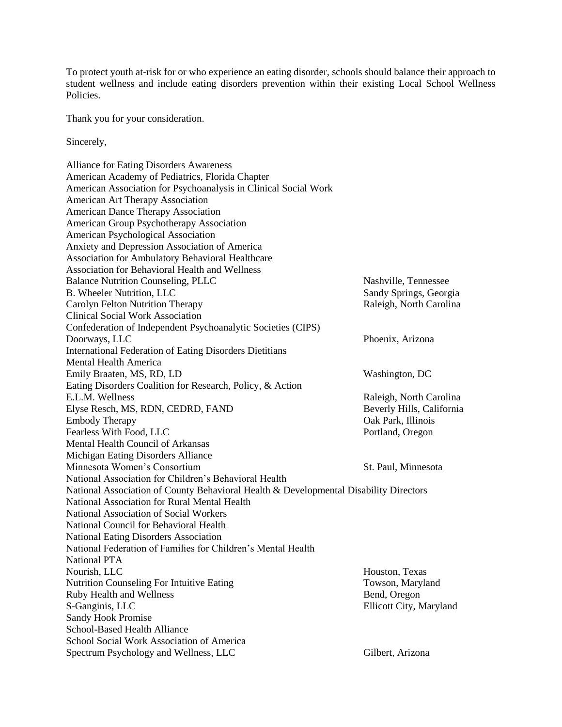To protect youth at-risk for or who experience an eating disorder, schools should balance their approach to student wellness and include eating disorders prevention within their existing Local School Wellness Policies.

Thank you for your consideration.

Sincerely,

| | |
|---|---|
| Alliance for Eating Disorders Awareness | |
| American Academy of Pediatrics, Florida Chapter | |
| American Association for Psychoanalysis in Clinical Social Work | |
| American Art Therapy Association | |
| American Dance Therapy Association | |
| American Group Psychotherapy Association | |
| American Psychological Association | |
| Anxiety and Depression Association of America | |
| Association for Ambulatory Behavioral Healthcare | |
| Association for Behavioral Health and Wellness | |
| Balance Nutrition Counseling, PLLC | Nashville, Tennessee |
| B. Wheeler Nutrition, LLC | Sandy Springs, Georgia |
| Carolyn Felton Nutrition Therapy | Raleigh, North Carolina |
| Clinical Social Work Association | |
| Confederation of Independent Psychoanalytic Societies (CIPS) | |
| Doorways, LLC | Phoenix, Arizona |
| International Federation of Eating Disorders Dietitians | |
| Mental Health America | |
| Emily Braaten, MS, RD, LD | Washington, DC |
| Eating Disorders Coalition for Research, Policy, & Action | |
| E.L.M. Wellness | Raleigh, North Carolina |
| Elyse Resch, MS, RDN, CEDRD, FAND | Beverly Hills, California |
| Embody Therapy | Oak Park, Illinois |
| Fearless With Food, LLC | Portland, Oregon |
| Mental Health Council of Arkansas | |
| Michigan Eating Disorders Alliance | |
| Minnesota Women's Consortium | St. Paul, Minnesota |
| National Association for Children's Behavioral Health | |
| National Association of County Behavioral Health & Developmental Disability Directors | |
| National Association for Rural Mental Health | |
| National Association of Social Workers | |
| National Council for Behavioral Health | |
| National Eating Disorders Association | |
| National Federation of Families for Children's Mental Health | |
| National PTA | |
| Nourish, LLC | Houston, Texas |
| Nutrition Counseling For Intuitive Eating | Towson, Maryland |
| Ruby Health and Wellness | Bend, Oregon |
| S-Ganginis, LLC | Ellicott City, Maryland |
| Sandy Hook Promise | |
| School-Based Health Alliance | |
| School Social Work Association of America | |
| Spectrum Psychology and Wellness, LLC | Gilbert, Arizona |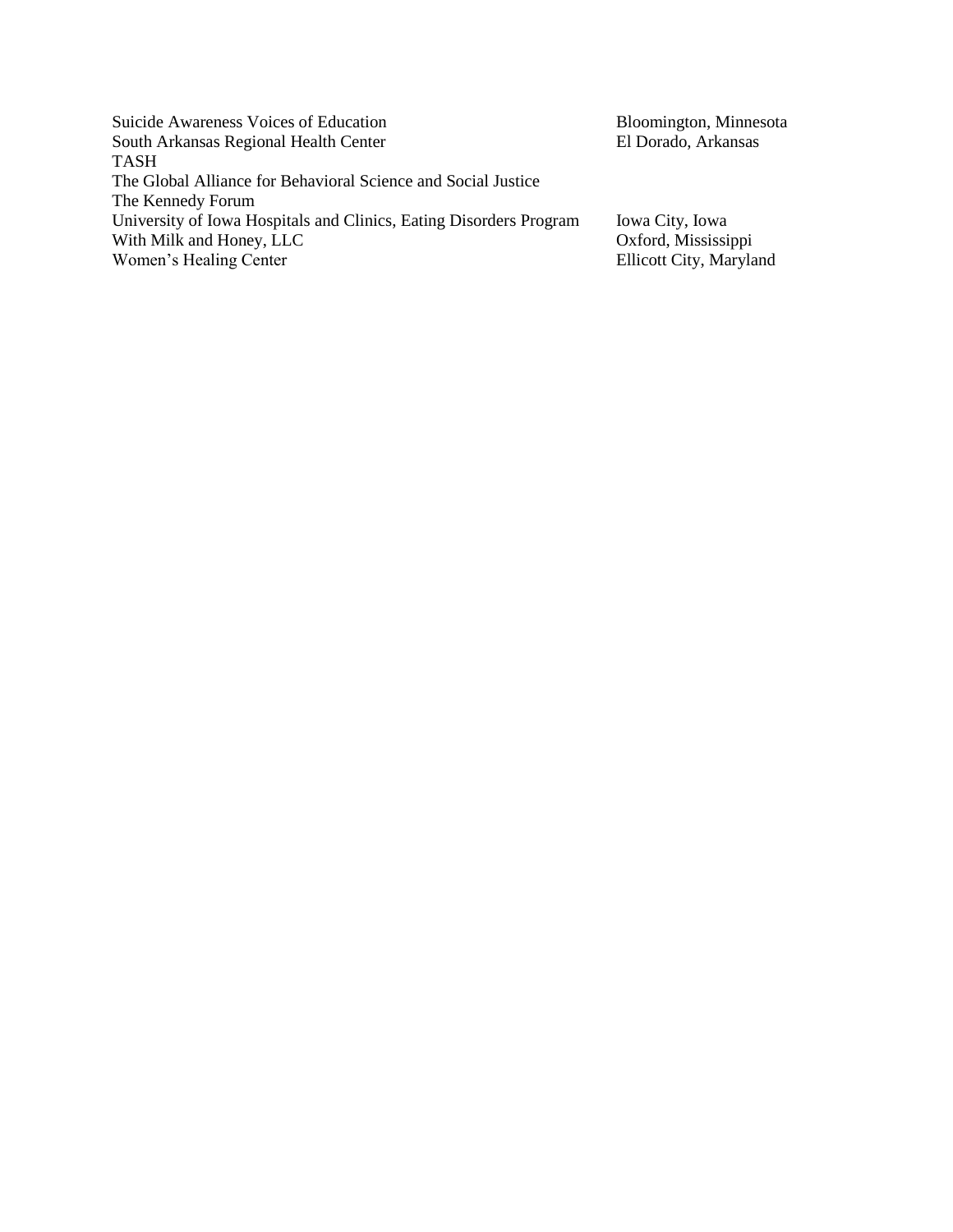| | |
|---|---|
| Suicide Awareness Voices of Education | Bloomington, Minnesota |
| South Arkansas Regional Health Center | El Dorado, Arkansas |
| TASH | |
| The Global Alliance for Behavioral Science and Social Justice | |
| The Kennedy Forum | |
| University of Iowa Hospitals and Clinics, Eating Disorders Program | Iowa City, Iowa |
| With Milk and Honey, LLC | Oxford, Mississippi |
| Women's Healing Center | Ellicott City, Maryland |